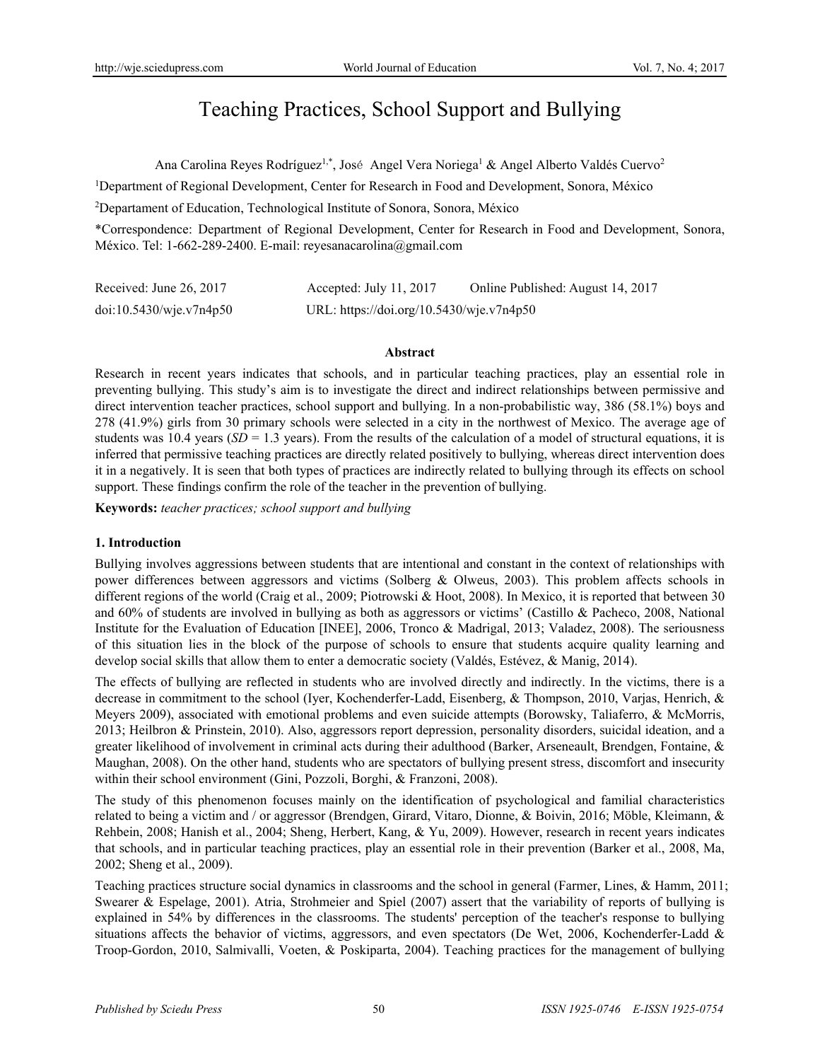# Teaching Practices, School Support and Bullying

Ana Carolina Reyes Rodríguez[1,*], José Angel Vera Noriega[1] & Angel Alberto Valdés Cuervo[2]

[1]Department of Regional Development, Center for Research in Food and Development, Sonora, México

[2]Departament of Education, Technological Institute of Sonora, Sonora, México

*Correspondence: Department of Regional Development, Center for Research in Food and Development, Sonora, México. Tel: 1-662-289-2400. E-mail: reyesanacarolina@gmail.com

Received: June 26, 2017 Accepted: July 11, 2017 Online Published: August 14, 2017

doi:10.5430/wje.v7n4p50 URL: https://doi.org/10.5430/wje.v7n4p50

### Abstract

Research in recent years indicates that schools, and in particular teaching practices, play an essential role in preventing bullying. This study's aim is to investigate the direct and indirect relationships between permissive and direct intervention teacher practices, school support and bullying. In a non-probabilistic way, 386 (58.1%) boys and 278 (41.9%) girls from 30 primary schools were selected in a city in the northwest of Mexico. The average age of students was 10.4 years (*SD* = 1.3 years). From the results of the calculation of a model of structural equations, it is inferred that permissive teaching practices are directly related positively to bullying, whereas direct intervention does it in a negatively. It is seen that both types of practices are indirectly related to bullying through its effects on school support. These findings confirm the role of the teacher in the prevention of bullying.

**Keywords:** *teacher practices; school support and bullying*

## 1. Introduction

Bullying involves aggressions between students that are intentional and constant in the context of relationships with power differences between aggressors and victims (Solberg & Olweus, 2003). This problem affects schools in different regions of the world (Craig et al., 2009; Piotrowski & Hoot, 2008). In Mexico, it is reported that between 30 and 60% of students are involved in bullying as both as aggressors or victims' (Castillo & Pacheco, 2008, National Institute for the Evaluation of Education [INEE], 2006, Tronco & Madrigal, 2013; Valadez, 2008). The seriousness of this situation lies in the block of the purpose of schools to ensure that students acquire quality learning and develop social skills that allow them to enter a democratic society (Valdés, Estévez, & Manig, 2014).

The effects of bullying are reflected in students who are involved directly and indirectly. In the victims, there is a decrease in commitment to the school (Iyer, Kochenderfer-Ladd, Eisenberg, & Thompson, 2010, Varjas, Henrich, & Meyers 2009), associated with emotional problems and even suicide attempts (Borowsky, Taliaferro, & McMorris, 2013; Heilbron & Prinstein, 2010). Also, aggressors report depression, personality disorders, suicidal ideation, and a greater likelihood of involvement in criminal acts during their adulthood (Barker, Arseneault, Brendgen, Fontaine, & Maughan, 2008). On the other hand, students who are spectators of bullying present stress, discomfort and insecurity within their school environment (Gini, Pozzoli, Borghi, & Franzoni, 2008).

The study of this phenomenon focuses mainly on the identification of psychological and familial characteristics related to being a victim and / or aggressor (Brendgen, Girard, Vitaro, Dionne, & Boivin, 2016; Möble, Kleimann, & Rehbein, 2008; Hanish et al., 2004; Sheng, Herbert, Kang, & Yu, 2009). However, research in recent years indicates that schools, and in particular teaching practices, play an essential role in their prevention (Barker et al., 2008, Ma, 2002; Sheng et al., 2009).

Teaching practices structure social dynamics in classrooms and the school in general (Farmer, Lines, & Hamm, 2011; Swearer & Espelage, 2001). Atria, Strohmeier and Spiel (2007) assert that the variability of reports of bullying is explained in 54% by differences in the classrooms. The students' perception of the teacher's response to bullying situations affects the behavior of victims, aggressors, and even spectators (De Wet, 2006, Kochenderfer-Ladd & Troop-Gordon, 2010, Salmivalli, Voeten, & Poskiparta, 2004). Teaching practices for the management of bullying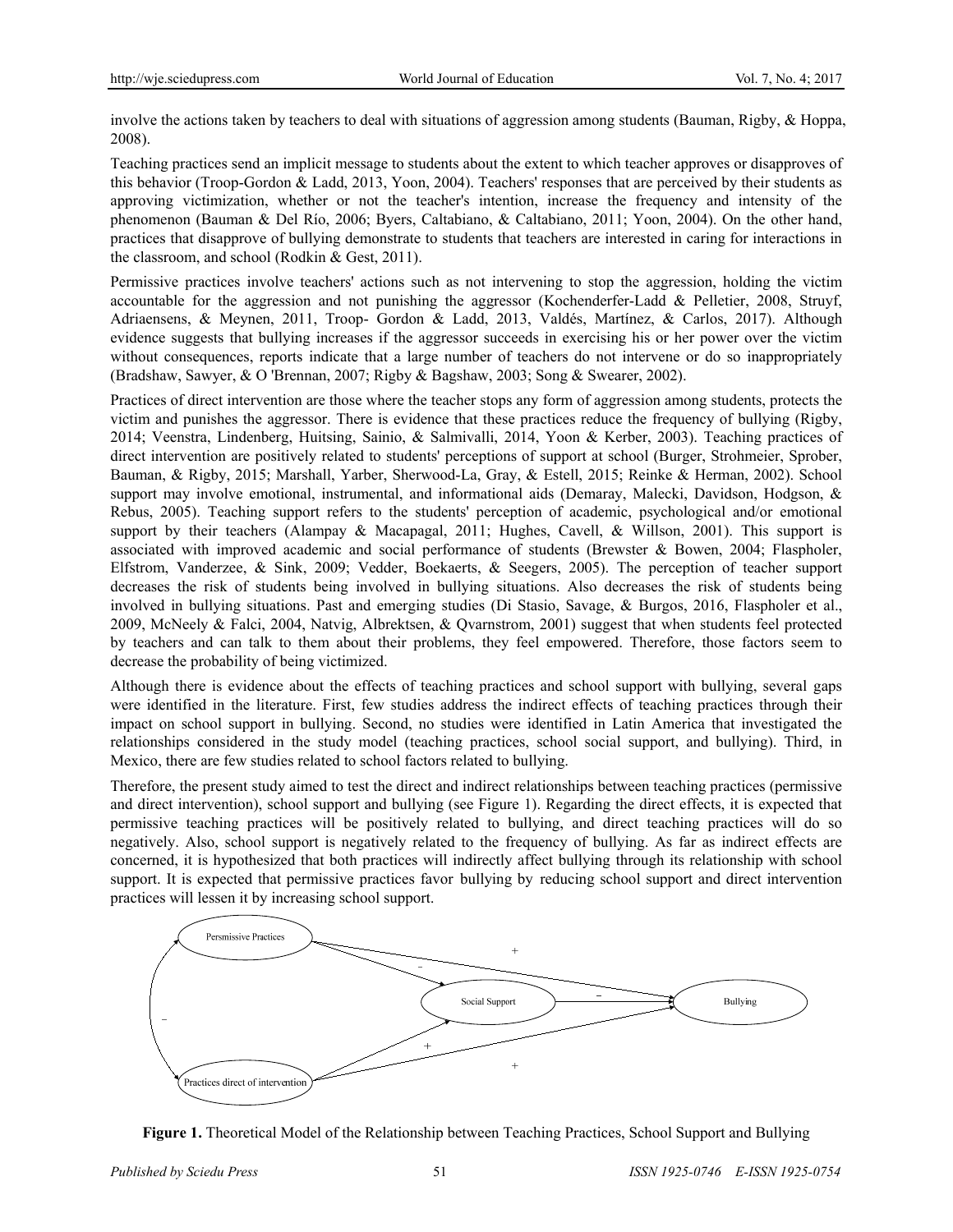involve the actions taken by teachers to deal with situations of aggression among students (Bauman, Rigby, & Hoppa, 2008).

Teaching practices send an implicit message to students about the extent to which teacher approves or disapproves of this behavior (Troop-Gordon & Ladd, 2013, Yoon, 2004). Teachers' responses that are perceived by their students as approving victimization, whether or not the teacher's intention, increase the frequency and intensity of the phenomenon (Bauman & Del Río, 2006; Byers, Caltabiano, & Caltabiano, 2011; Yoon, 2004). On the other hand, practices that disapprove of bullying demonstrate to students that teachers are interested in caring for interactions in the classroom, and school (Rodkin & Gest, 2011).

Permissive practices involve teachers' actions such as not intervening to stop the aggression, holding the victim accountable for the aggression and not punishing the aggressor (Kochenderfer-Ladd & Pelletier, 2008, Struyf, Adriaensens, & Meynen, 2011, Troop- Gordon & Ladd, 2013, Valdés, Martínez, & Carlos, 2017). Although evidence suggests that bullying increases if the aggressor succeeds in exercising his or her power over the victim without consequences, reports indicate that a large number of teachers do not intervene or do so inappropriately (Bradshaw, Sawyer, & O 'Brennan, 2007; Rigby & Bagshaw, 2003; Song & Swearer, 2002).

Practices of direct intervention are those where the teacher stops any form of aggression among students, protects the victim and punishes the aggressor. There is evidence that these practices reduce the frequency of bullying (Rigby, 2014; Veenstra, Lindenberg, Huitsing, Sainio, & Salmivalli, 2014, Yoon & Kerber, 2003). Teaching practices of direct intervention are positively related to students' perceptions of support at school (Burger, Strohmeier, Sprober, Bauman, & Rigby, 2015; Marshall, Yarber, Sherwood-La, Gray, & Estell, 2015; Reinke & Herman, 2002). School support may involve emotional, instrumental, and informational aids (Demaray, Malecki, Davidson, Hodgson, & Rebus, 2005). Teaching support refers to the students' perception of academic, psychological and/or emotional support by their teachers (Alampay & Macapagal, 2011; Hughes, Cavell, & Willson, 2001). This support is associated with improved academic and social performance of students (Brewster & Bowen, 2004; Flaspholer, Elfstrom, Vanderzee, & Sink, 2009; Vedder, Boekaerts, & Seegers, 2005). The perception of teacher support decreases the risk of students being involved in bullying situations. Also decreases the risk of students being involved in bullying situations. Past and emerging studies (Di Stasio, Savage, & Burgos, 2016, Flaspholer et al., 2009, McNeely & Falci, 2004, Natvig, Albrektsen, & Qvarnstrom, 2001) suggest that when students feel protected by teachers and can talk to them about their problems, they feel empowered. Therefore, those factors seem to decrease the probability of being victimized.

Although there is evidence about the effects of teaching practices and school support with bullying, several gaps were identified in the literature. First, few studies address the indirect effects of teaching practices through their impact on school support in bullying. Second, no studies were identified in Latin America that investigated the relationships considered in the study model (teaching practices, school social support, and bullying). Third, in Mexico, there are few studies related to school factors related to bullying.

Therefore, the present study aimed to test the direct and indirect relationships between teaching practices (permissive and direct intervention), school support and bullying (see Figure 1). Regarding the direct effects, it is expected that permissive teaching practices will be positively related to bullying, and direct teaching practices will do so negatively. Also, school support is negatively related to the frequency of bullying. As far as indirect effects are concerned, it is hypothesized that both practices will indirectly affect bullying through its relationship with school support. It is expected that permissive practices favor bullying by reducing school support and direct intervention practices will lessen it by increasing school support.

**Figure 1.** Theoretical Model of the Relationship between Teaching Practices, School Support and Bullying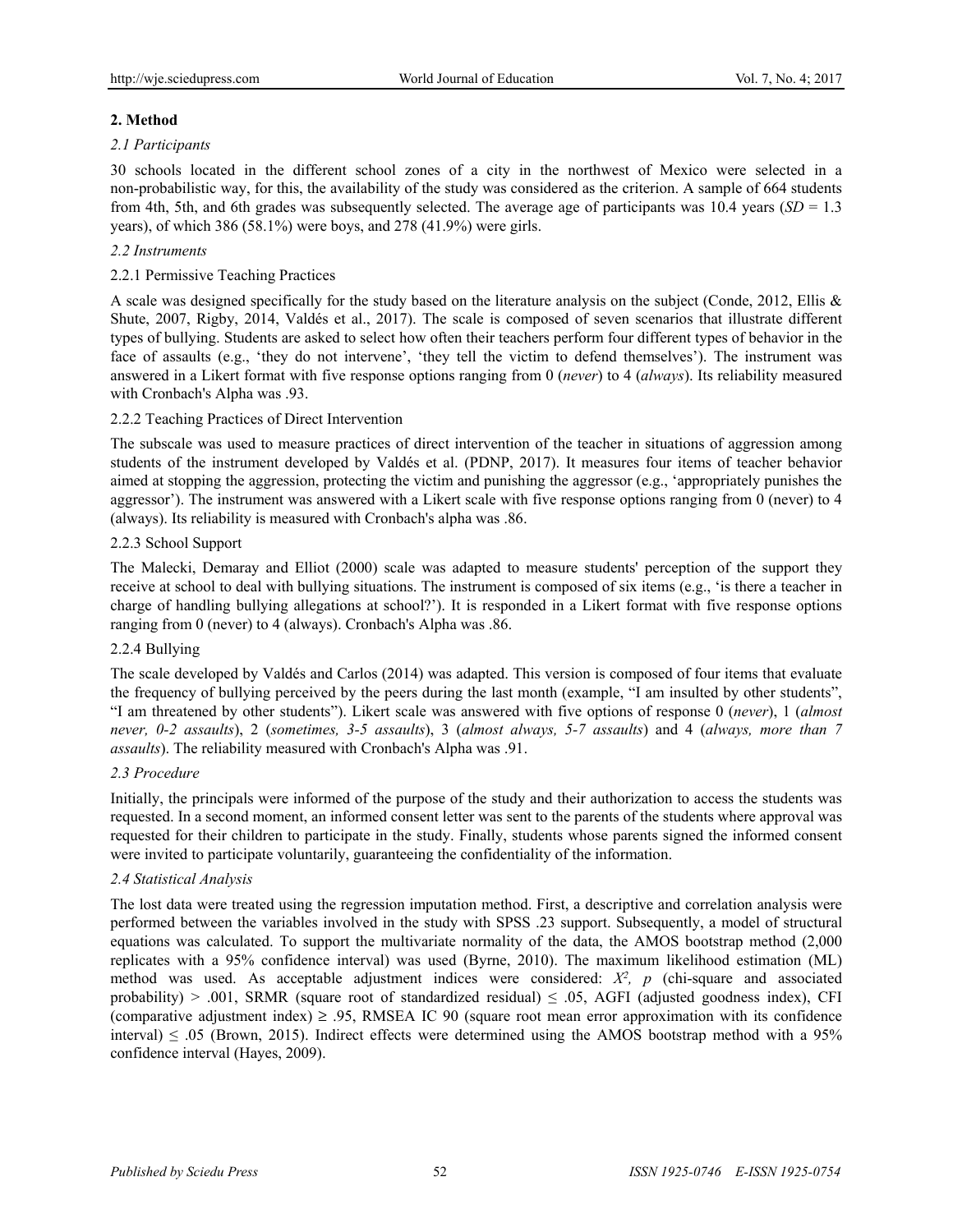## 2. Method

### *2.1 Participants*

30 schools located in the different school zones of a city in the northwest of Mexico were selected in a non-probabilistic way, for this, the availability of the study was considered as the criterion. A sample of 664 students from 4th, 5th, and 6th grades was subsequently selected. The average age of participants was 10.4 years (*SD* = 1.3 years), of which 386 (58.1%) were boys, and 278 (41.9%) were girls.

### *2.2 Instruments*

#### 2.2.1 Permissive Teaching Practices

A scale was designed specifically for the study based on the literature analysis on the subject (Conde, 2012, Ellis & Shute, 2007, Rigby, 2014, Valdés et al., 2017). The scale is composed of seven scenarios that illustrate different types of bullying. Students are asked to select how often their teachers perform four different types of behavior in the face of assaults (e.g., 'they do not intervene', 'they tell the victim to defend themselves'). The instrument was answered in a Likert format with five response options ranging from 0 (*never*) to 4 (*always*). Its reliability measured with Cronbach's Alpha was .93.

#### 2.2.2 Teaching Practices of Direct Intervention

The subscale was used to measure practices of direct intervention of the teacher in situations of aggression among students of the instrument developed by Valdés et al. (PDNP, 2017). It measures four items of teacher behavior aimed at stopping the aggression, protecting the victim and punishing the aggressor (e.g., 'appropriately punishes the aggressor'). The instrument was answered with a Likert scale with five response options ranging from 0 (never) to 4 (always). Its reliability is measured with Cronbach's alpha was .86.

#### 2.2.3 School Support

The Malecki, Demaray and Elliot (2000) scale was adapted to measure students' perception of the support they receive at school to deal with bullying situations. The instrument is composed of six items (e.g., 'is there a teacher in charge of handling bullying allegations at school?'). It is responded in a Likert format with five response options ranging from 0 (never) to 4 (always). Cronbach's Alpha was .86.

#### 2.2.4 Bullying

The scale developed by Valdés and Carlos (2014) was adapted. This version is composed of four items that evaluate the frequency of bullying perceived by the peers during the last month (example, "I am insulted by other students", "I am threatened by other students"). Likert scale was answered with five options of response 0 (*never*), 1 (*almost never, 0-2 assaults*), 2 (*sometimes, 3-5 assaults*), 3 (*almost always, 5-7 assaults*) and 4 (*always, more than 7 assaults*). The reliability measured with Cronbach's Alpha was .91.

### *2.3 Procedure*

Initially, the principals were informed of the purpose of the study and their authorization to access the students was requested. In a second moment, an informed consent letter was sent to the parents of the students where approval was requested for their children to participate in the study. Finally, students whose parents signed the informed consent were invited to participate voluntarily, guaranteeing the confidentiality of the information.

### *2.4 Statistical Analysis*

The lost data were treated using the regression imputation method. First, a descriptive and correlation analysis were performed between the variables involved in the study with SPSS .23 support. Subsequently, a model of structural equations was calculated. To support the multivariate normality of the data, the AMOS bootstrap method (2,000 replicates with a 95% confidence interval) was used (Byrne, 2010). The maximum likelihood estimation (ML) method was used. As acceptable adjustment indices were considered: $X^2$, *p* (chi-square and associated probability) > .001, SRMR (square root of standardized residual) ≤ .05, AGFI (adjusted goodness index), CFI (comparative adjustment index) ≥ .95, RMSEA IC 90 (square root mean error approximation with its confidence interval) ≤ .05 (Brown, 2015). Indirect effects were determined using the AMOS bootstrap method with a 95% confidence interval (Hayes, 2009).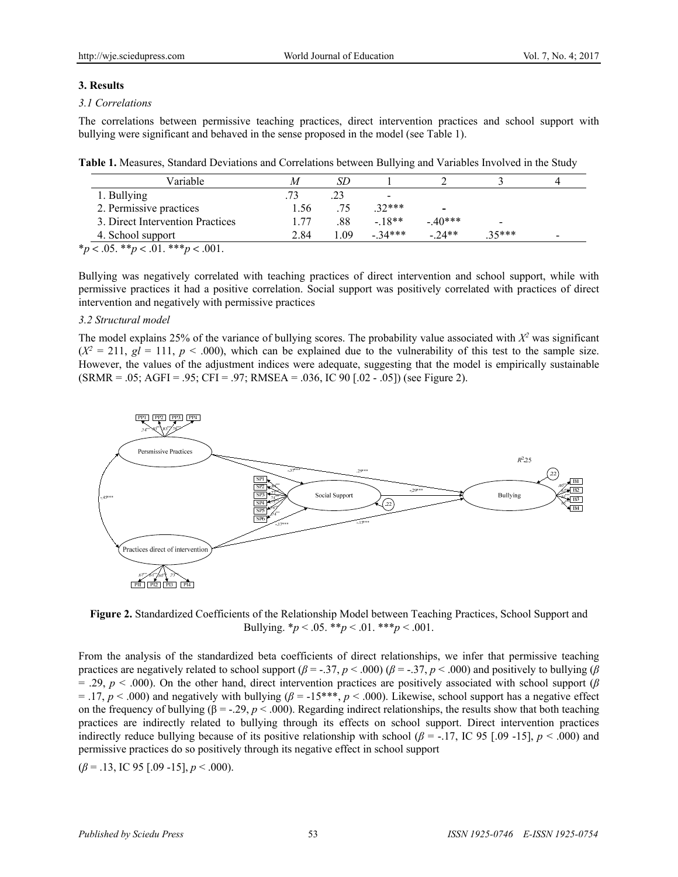## 3. Results

### 3.1 Correlations

The correlations between permissive teaching practices, direct intervention practices and school support with bullying were significant and behaved in the sense proposed in the model (see Table 1).

**Table 1.** Measures, Standard Deviations and Correlations between Bullying and Variables Involved in the Study

| Variable | *M* | *SD* | 1 | 2 | 3 | 4 |
|---|---|---|---|---|---|---|
| 1. Bullying | .73 | .23 | - | | | |
| 2. Permissive practices | 1.56 | .75 | .32*** | - | | |
| 3. Direct Intervention Practices | 1.77 | .88 | -.18** | -.40*** | - | |
| 4. School support | 2.84 | 1.09 | -.34*** | -.24** | .35*** | - |

*$p < .05$. **$p < .01$. ***$p < .001$.

Bullying was negatively correlated with teaching practices of direct intervention and school support, while with permissive practices it had a positive correlation. Social support was positively correlated with practices of direct intervention and negatively with permissive practices

### 3.2 Structural model

The model explains 25% of the variance of bullying scores. The probability value associated with $X^2$ was significant ($X^2 = 211$, $gl = 111$, $p < .000$), which can be explained due to the vulnerability of this test to the sample size. However, the values of the adjustment indices were adequate, suggesting that the model is empirically sustainable (SRMR = .05; AGFI = .95; CFI = .97; RMSEA = .036, IC 90 [.02 - .05]) (see Figure 2).

**Figure 2.** Standardized Coefficients of the Relationship Model between Teaching Practices, School Support and Bullying. *$p < .05$. **$p < .01$. ***$p < .001$.

From the analysis of the standardized beta coefficients of direct relationships, we infer that permissive teaching practices are negatively related to school support ($\beta = -.37$, $p < .000$) ($\beta = -.37$, $p < .000$) and positively to bullying ($\beta = .29$, $p < .000$). On the other hand, direct intervention practices are positively associated with school support ($\beta = .17$, $p < .000$) and negatively with bullying ($\beta = -15$***, $p < .000$). Likewise, school support has a negative effect on the frequency of bullying ($\beta = -.29$, $p < .000$). Regarding indirect relationships, the results show that both teaching practices are indirectly related to bullying through its effects on school support. Direct intervention practices indirectly reduce bullying because of its positive relationship with school ($\beta = -.17$, IC 95 [.09 -15], $p < .000$) and permissive practices do so positively through its negative effect in school support

($\beta = .13$, IC 95 [.09 -15], $p < .000$).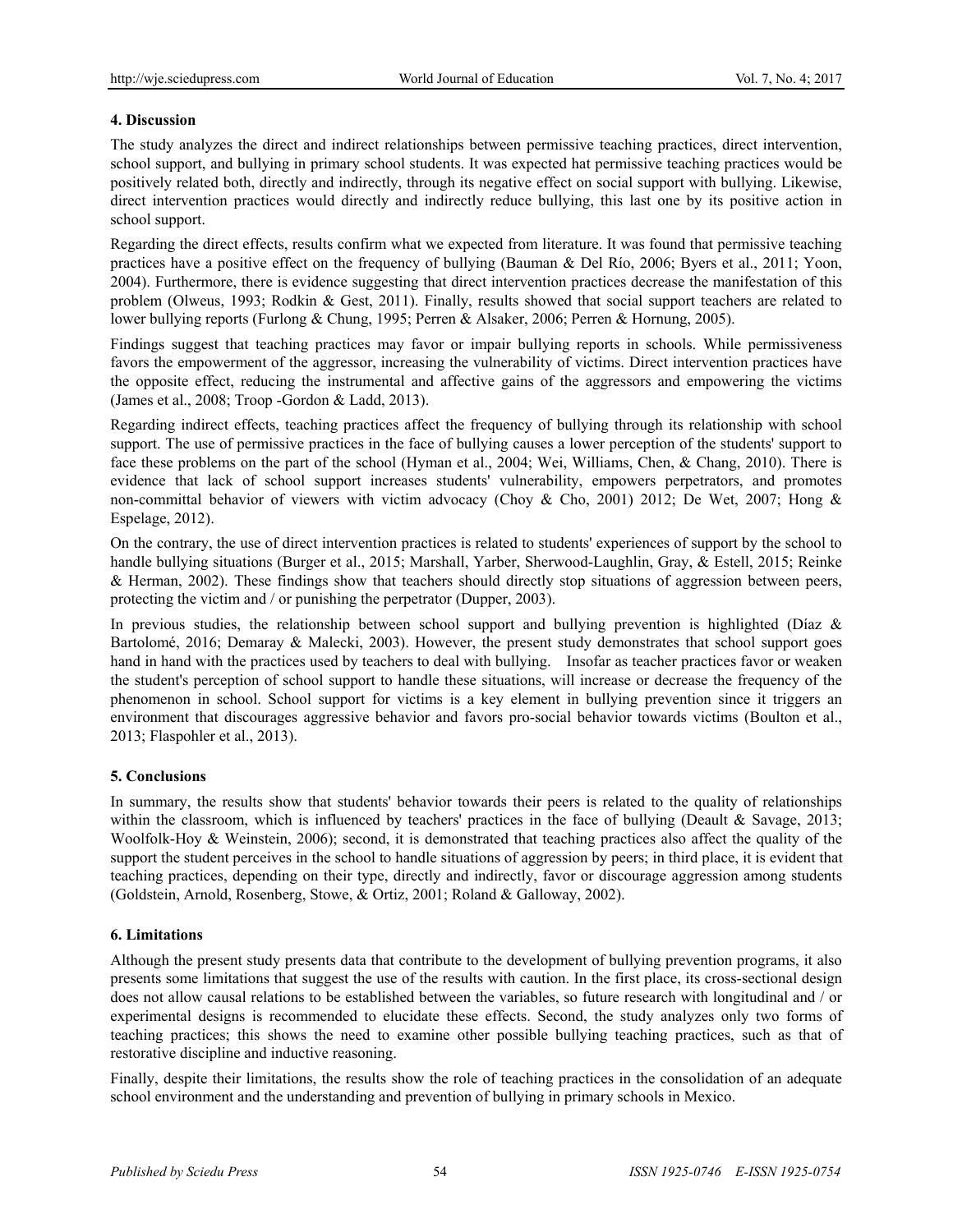## 4. Discussion

The study analyzes the direct and indirect relationships between permissive teaching practices, direct intervention, school support, and bullying in primary school students. It was expected hat permissive teaching practices would be positively related both, directly and indirectly, through its negative effect on social support with bullying. Likewise, direct intervention practices would directly and indirectly reduce bullying, this last one by its positive action in school support.

Regarding the direct effects, results confirm what we expected from literature. It was found that permissive teaching practices have a positive effect on the frequency of bullying (Bauman & Del Río, 2006; Byers et al., 2011; Yoon, 2004). Furthermore, there is evidence suggesting that direct intervention practices decrease the manifestation of this problem (Olweus, 1993; Rodkin & Gest, 2011). Finally, results showed that social support teachers are related to lower bullying reports (Furlong & Chung, 1995; Perren & Alsaker, 2006; Perren & Hornung, 2005).

Findings suggest that teaching practices may favor or impair bullying reports in schools. While permissiveness favors the empowerment of the aggressor, increasing the vulnerability of victims. Direct intervention practices have the opposite effect, reducing the instrumental and affective gains of the aggressors and empowering the victims (James et al., 2008; Troop -Gordon & Ladd, 2013).

Regarding indirect effects, teaching practices affect the frequency of bullying through its relationship with school support. The use of permissive practices in the face of bullying causes a lower perception of the students' support to face these problems on the part of the school (Hyman et al., 2004; Wei, Williams, Chen, & Chang, 2010). There is evidence that lack of school support increases students' vulnerability, empowers perpetrators, and promotes non-committal behavior of viewers with victim advocacy (Choy & Cho, 2001) 2012; De Wet, 2007; Hong & Espelage, 2012).

On the contrary, the use of direct intervention practices is related to students' experiences of support by the school to handle bullying situations (Burger et al., 2015; Marshall, Yarber, Sherwood-Laughlin, Gray, & Estell, 2015; Reinke & Herman, 2002). These findings show that teachers should directly stop situations of aggression between peers, protecting the victim and / or punishing the perpetrator (Dupper, 2003).

In previous studies, the relationship between school support and bullying prevention is highlighted (Díaz & Bartolomé, 2016; Demaray & Malecki, 2003). However, the present study demonstrates that school support goes hand in hand with the practices used by teachers to deal with bullying. Insofar as teacher practices favor or weaken the student's perception of school support to handle these situations, will increase or decrease the frequency of the phenomenon in school. School support for victims is a key element in bullying prevention since it triggers an environment that discourages aggressive behavior and favors pro-social behavior towards victims (Boulton et al., 2013; Flaspohler et al., 2013).

## 5. Conclusions

In summary, the results show that students' behavior towards their peers is related to the quality of relationships within the classroom, which is influenced by teachers' practices in the face of bullying (Deault & Savage, 2013; Woolfolk-Hoy & Weinstein, 2006); second, it is demonstrated that teaching practices also affect the quality of the support the student perceives in the school to handle situations of aggression by peers; in third place, it is evident that teaching practices, depending on their type, directly and indirectly, favor or discourage aggression among students (Goldstein, Arnold, Rosenberg, Stowe, & Ortiz, 2001; Roland & Galloway, 2002).

## 6. Limitations

Although the present study presents data that contribute to the development of bullying prevention programs, it also presents some limitations that suggest the use of the results with caution. In the first place, its cross-sectional design does not allow causal relations to be established between the variables, so future research with longitudinal and / or experimental designs is recommended to elucidate these effects. Second, the study analyzes only two forms of teaching practices; this shows the need to examine other possible bullying teaching practices, such as that of restorative discipline and inductive reasoning.

Finally, despite their limitations, the results show the role of teaching practices in the consolidation of an adequate school environment and the understanding and prevention of bullying in primary schools in Mexico.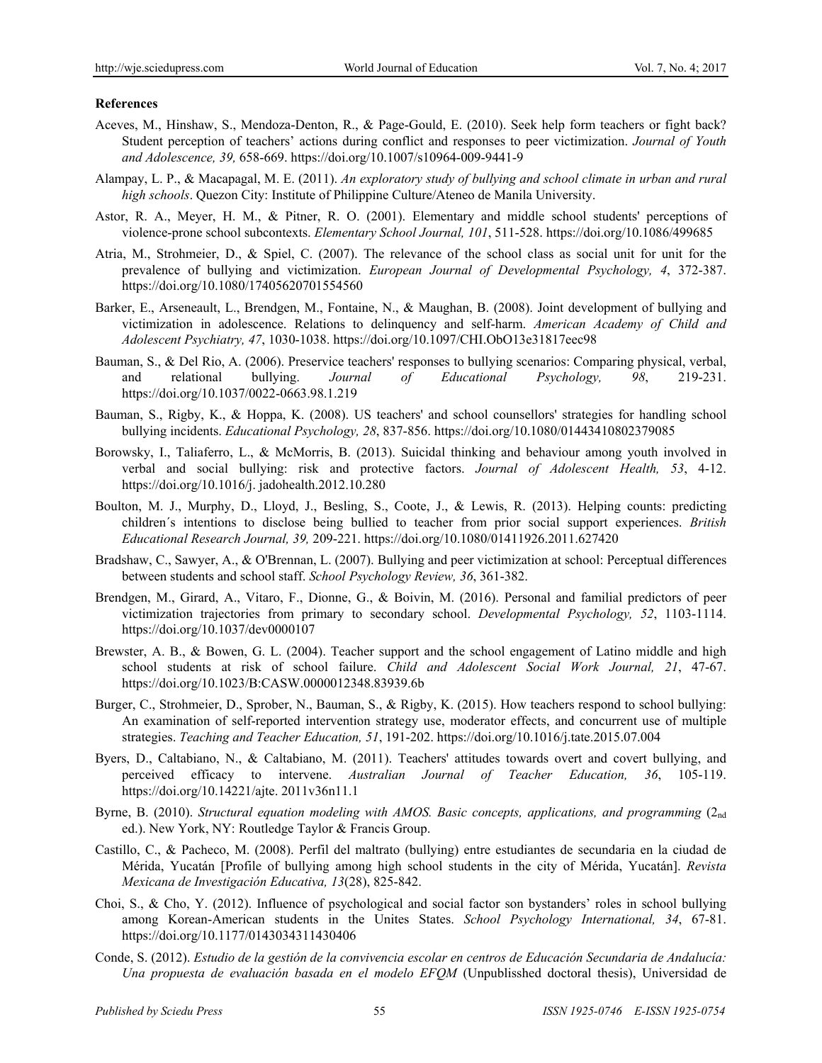**References**

Aceves, M., Hinshaw, S., Mendoza-Denton, R., & Page-Gould, E. (2010). Seek help form teachers or fight back? Student perception of teachers' actions during conflict and responses to peer victimization. *Journal of Youth and Adolescence, 39,* 658-669. https://doi.org/10.1007/s10964-009-9441-9

Alampay, L. P., & Macapagal, M. E. (2011). *An exploratory study of bullying and school climate in urban and rural high schools*. Quezon City: Institute of Philippine Culture/Ateneo de Manila University.

Astor, R. A., Meyer, H. M., & Pitner, R. O. (2001). Elementary and middle school students' perceptions of violence-prone school subcontexts. *Elementary School Journal, 101*, 511-528. https://doi.org/10.1086/499685

Atria, M., Strohmeier, D., & Spiel, C. (2007). The relevance of the school class as social unit for unit for the prevalence of bullying and victimization. *European Journal of Developmental Psychology, 4*, 372-387. https://doi.org/10.1080/17405620701554560

Barker, E., Arseneault, L., Brendgen, M., Fontaine, N., & Maughan, B. (2008). Joint development of bullying and victimization in adolescence. Relations to delinquency and self-harm. *American Academy of Child and Adolescent Psychiatry, 47*, 1030-1038. https://doi.org/10.1097/CHI.ObO13e31817eec98

Bauman, S., & Del Rio, A. (2006). Preservice teachers' responses to bullying scenarios: Comparing physical, verbal, and relational bullying. *Journal of Educational Psychology, 98*, 219-231. https://doi.org/10.1037/0022-0663.98.1.219

Bauman, S., Rigby, K., & Hoppa, K. (2008). US teachers' and school counsellors' strategies for handling school bullying incidents. *Educational Psychology, 28*, 837-856. https://doi.org/10.1080/01443410802379085

Borowsky, I., Taliaferro, L., & McMorris, B. (2013). Suicidal thinking and behaviour among youth involved in verbal and social bullying: risk and protective factors. *Journal of Adolescent Health, 53*, 4-12. https://doi.org/10.1016/j. jadohealth.2012.10.280

Boulton, M. J., Murphy, D., Lloyd, J., Besling, S., Coote, J., & Lewis, R. (2013). Helping counts: predicting children´s intentions to disclose being bullied to teacher from prior social support experiences. *British Educational Research Journal, 39,* 209-221. https://doi.org/10.1080/01411926.2011.627420

Bradshaw, C., Sawyer, A., & O'Brennan, L. (2007). Bullying and peer victimization at school: Perceptual differences between students and school staff. *School Psychology Review, 36*, 361-382.

Brendgen, M., Girard, A., Vitaro, F., Dionne, G., & Boivin, M. (2016). Personal and familial predictors of peer victimization trajectories from primary to secondary school. *Developmental Psychology, 52*, 1103-1114. https://doi.org/10.1037/dev0000107

Brewster, A. B., & Bowen, G. L. (2004). Teacher support and the school engagement of Latino middle and high school students at risk of school failure. *Child and Adolescent Social Work Journal, 21*, 47-67. https://doi.org/10.1023/B:CASW.0000012348.83939.6b

Burger, C., Strohmeier, D., Sprober, N., Bauman, S., & Rigby, K. (2015). How teachers respond to school bullying: An examination of self-reported intervention strategy use, moderator effects, and concurrent use of multiple strategies. *Teaching and Teacher Education, 51*, 191-202. https://doi.org/10.1016/j.tate.2015.07.004

Byers, D., Caltabiano, N., & Caltabiano, M. (2011). Teachers' attitudes towards overt and covert bullying, and perceived efficacy to intervene. *Australian Journal of Teacher Education, 36*, 105-119. https://doi.org/10.14221/ajte. 2011v36n11.1

Byrne, B. (2010). *Structural equation modeling with AMOS. Basic concepts, applications, and programming* (2nd ed.). New York, NY: Routledge Taylor & Francis Group.

Castillo, C., & Pacheco, M. (2008). Perfil del maltrato (bullying) entre estudiantes de secundaria en la ciudad de Mérida, Yucatán [Profile of bullying among high school students in the city of Mérida, Yucatán]. *Revista Mexicana de Investigación Educativa, 13*(28), 825-842.

Choi, S., & Cho, Y. (2012). Influence of psychological and social factor son bystanders' roles in school bullying among Korean-American students in the Unites States. *School Psychology International, 34*, 67-81. https://doi.org/10.1177/0143034311430406

Conde, S. (2012). *Estudio de la gestión de la convivencia escolar en centros de Educación Secundaria de Andalucía: Una propuesta de evaluación basada en el modelo EFQM* (Unpublisshed doctoral thesis), Universidad de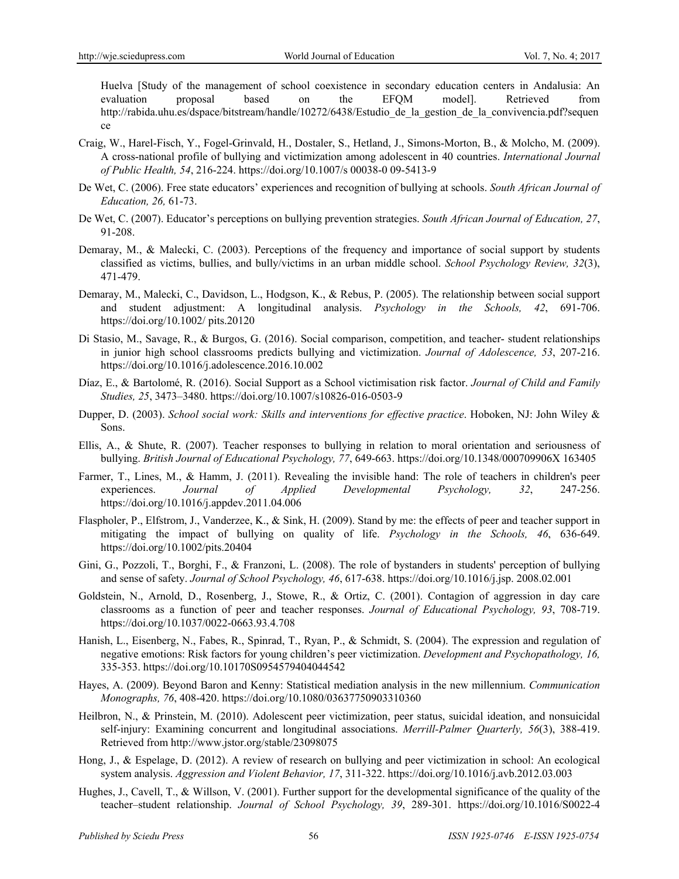Huelva [Study of the management of school coexistence in secondary education centers in Andalusia: An evaluation proposal based on the EFQM model]. Retrieved from http://rabida.uhu.es/dspace/bitstream/handle/10272/6438/Estudio_de_la_gestion_de_la_convivencia.pdf?sequence

Craig, W., Harel-Fisch, Y., Fogel-Grinvald, H., Dostaler, S., Hetland, J., Simons-Morton, B., & Molcho, M. (2009). A cross-national profile of bullying and victimization among adolescent in 40 countries. *International Journal of Public Health, 54*, 216-224. https://doi.org/10.1007/s 00038-0 09-5413-9

De Wet, C. (2006). Free state educators' experiences and recognition of bullying at schools. *South African Journal of Education, 26,* 61-73.

De Wet, C. (2007). Educator's perceptions on bullying prevention strategies. *South African Journal of Education, 27*, 91-208.

Demaray, M., & Malecki, C. (2003). Perceptions of the frequency and importance of social support by students classified as victims, bullies, and bully/victims in an urban middle school. *School Psychology Review, 32*(3), 471-479.

Demaray, M., Malecki, C., Davidson, L., Hodgson, K., & Rebus, P. (2005). The relationship between social support and student adjustment: A longitudinal analysis. *Psychology in the Schools, 42*, 691-706. https://doi.org/10.1002/ pits.20120

Di Stasio, M., Savage, R., & Burgos, G. (2016). Social comparison, competition, and teacher- student relationships in junior high school classrooms predicts bullying and victimization. *Journal of Adolescence, 53*, 207-216. https://doi.org/10.1016/j.adolescence.2016.10.002

Díaz, E., & Bartolomé, R. (2016). Social Support as a School victimisation risk factor. *Journal of Child and Family Studies, 25*, 3473–3480. https://doi.org/10.1007/s10826-016-0503-9

Dupper, D. (2003). *School social work: Skills and interventions for effective practice*. Hoboken, NJ: John Wiley & Sons.

Ellis, A., & Shute, R. (2007). Teacher responses to bullying in relation to moral orientation and seriousness of bullying. *British Journal of Educational Psychology, 77*, 649-663. https://doi.org/10.1348/000709906X 163405

Farmer, T., Lines, M., & Hamm, J. (2011). Revealing the invisible hand: The role of teachers in children's peer experiences. *Journal of Applied Developmental Psychology, 32*, 247-256. https://doi.org/10.1016/j.appdev.2011.04.006

Flaspholer, P., Elfstrom, J., Vanderzee, K., & Sink, H. (2009). Stand by me: the effects of peer and teacher support in mitigating the impact of bullying on quality of life. *Psychology in the Schools, 46*, 636-649. https://doi.org/10.1002/pits.20404

Gini, G., Pozzoli, T., Borghi, F., & Franzoni, L. (2008). The role of bystanders in students' perception of bullying and sense of safety. *Journal of School Psychology, 46*, 617-638. https://doi.org/10.1016/j.jsp. 2008.02.001

Goldstein, N., Arnold, D., Rosenberg, J., Stowe, R., & Ortiz, C. (2001). Contagion of aggression in day care classrooms as a function of peer and teacher responses. *Journal of Educational Psychology, 93*, 708-719. https://doi.org/10.1037/0022-0663.93.4.708

Hanish, L., Eisenberg, N., Fabes, R., Spinrad, T., Ryan, P., & Schmidt, S. (2004). The expression and regulation of negative emotions: Risk factors for young children's peer victimization. *Development and Psychopathology, 16,* 335-353. https://doi.org/10.10170S0954579404044542

Hayes, A. (2009). Beyond Baron and Kenny: Statistical mediation analysis in the new millennium. *Communication Monographs, 76*, 408-420. https://doi.org/10.1080/03637750903310360

Heilbron, N., & Prinstein, M. (2010). Adolescent peer victimization, peer status, suicidal ideation, and nonsuicidal self-injury: Examining concurrent and longitudinal associations. *Merrill-Palmer Quarterly, 56*(3), 388-419. Retrieved from http://www.jstor.org/stable/23098075

Hong, J., & Espelage, D. (2012). A review of research on bullying and peer victimization in school: An ecological system analysis. *Aggression and Violent Behavior, 17*, 311-322. https://doi.org/10.1016/j.avb.2012.03.003

Hughes, J., Cavell, T., & Willson, V. (2001). Further support for the developmental significance of the quality of the teacher–student relationship. *Journal of School Psychology, 39*, 289-301. https://doi.org/10.1016/S0022-4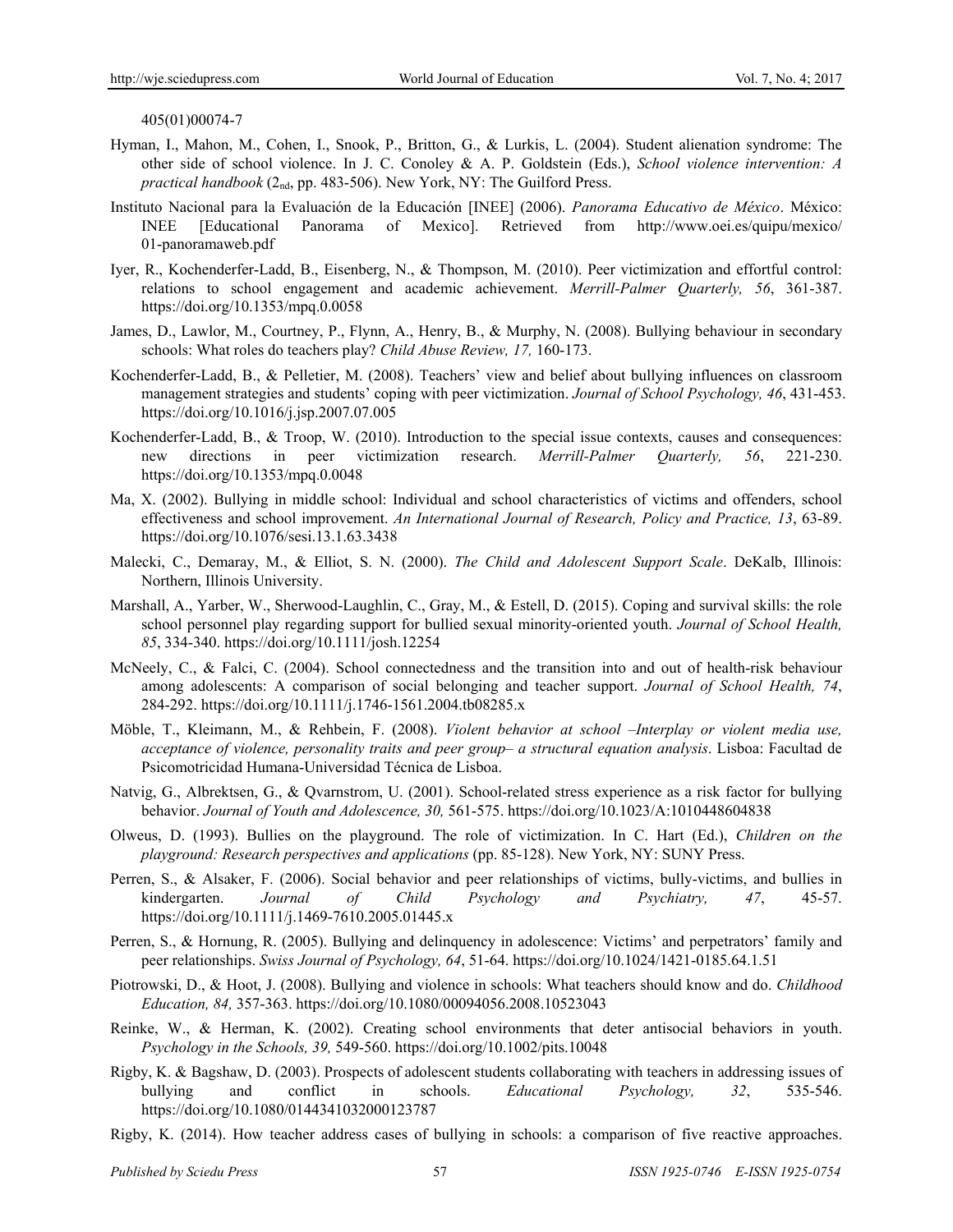405(01)00074-7

Hyman, I., Mahon, M., Cohen, I., Snook, P., Britton, G., & Lurkis, L. (2004). Student alienation syndrome: The other side of school violence. In J. C. Conoley & A. P. Goldstein (Eds.), *School violence intervention: A practical handbook* ($2_{nd}$, pp. 483-506). New York, NY: The Guilford Press.

Instituto Nacional para la Evaluación de la Educación [INEE] (2006). *Panorama Educativo de México*. México: INEE [Educational Panorama of Mexico]. Retrieved from http://www.oei.es/quipu/mexico/01-panoramaweb.pdf

Iyer, R., Kochenderfer-Ladd, B., Eisenberg, N., & Thompson, M. (2010). Peer victimization and effortful control: relations to school engagement and academic achievement. *Merrill-Palmer Quarterly, 56*, 361-387. https://doi.org/10.1353/mpq.0.0058

James, D., Lawlor, M., Courtney, P., Flynn, A., Henry, B., & Murphy, N. (2008). Bullying behaviour in secondary schools: What roles do teachers play? *Child Abuse Review, 17,* 160-173.

Kochenderfer-Ladd, B., & Pelletier, M. (2008). Teachers' view and belief about bullying influences on classroom management strategies and students' coping with peer victimization. *Journal of School Psychology, 46*, 431-453. https://doi.org/10.1016/j.jsp.2007.07.005

Kochenderfer-Ladd, B., & Troop, W. (2010). Introduction to the special issue contexts, causes and consequences: new directions in peer victimization research. *Merrill-Palmer Quarterly, 56*, 221-230. https://doi.org/10.1353/mpq.0.0048

Ma, X. (2002). Bullying in middle school: Individual and school characteristics of victims and offenders, school effectiveness and school improvement. *An International Journal of Research, Policy and Practice, 13*, 63-89. https://doi.org/10.1076/sesi.13.1.63.3438

Malecki, C., Demaray, M., & Elliot, S. N. (2000). *The Child and Adolescent Support Scale*. DeKalb, Illinois: Northern, Illinois University.

Marshall, A., Yarber, W., Sherwood-Laughlin, C., Gray, M., & Estell, D. (2015). Coping and survival skills: the role school personnel play regarding support for bullied sexual minority-oriented youth. *Journal of School Health, 85*, 334-340. https://doi.org/10.1111/josh.12254

McNeely, C., & Falci, C. (2004). School connectedness and the transition into and out of health-risk behaviour among adolescents: A comparison of social belonging and teacher support. *Journal of School Health, 74*, 284-292. https://doi.org/10.1111/j.1746-1561.2004.tb08285.x

Möble, T., Kleimann, M., & Rehbein, F. (2008). *Violent behavior at school –Interplay or violent media use, acceptance of violence, personality traits and peer group– a structural equation analysis*. Lisboa: Facultad de Psicomotricidad Humana-Universidad Técnica de Lisboa.

Natvig, G., Albrektsen, G., & Qvarnstrom, U. (2001). School-related stress experience as a risk factor for bullying behavior. *Journal of Youth and Adolescence, 30,* 561-575. https://doi.org/10.1023/A:1010448604838

Olweus, D. (1993). Bullies on the playground. The role of victimization. In C. Hart (Ed.), *Children on the playground: Research perspectives and applications* (pp. 85-128). New York, NY: SUNY Press.

Perren, S., & Alsaker, F. (2006). Social behavior and peer relationships of victims, bully-victims, and bullies in kindergarten. *Journal of Child Psychology and Psychiatry, 47*, 45-57. https://doi.org/10.1111/j.1469-7610.2005.01445.x

Perren, S., & Hornung, R. (2005). Bullying and delinquency in adolescence: Victims' and perpetrators' family and peer relationships. *Swiss Journal of Psychology, 64*, 51-64. https://doi.org/10.1024/1421-0185.64.1.51

Piotrowski, D., & Hoot, J. (2008). Bullying and violence in schools: What teachers should know and do. *Childhood Education, 84,* 357-363. https://doi.org/10.1080/00094056.2008.10523043

Reinke, W., & Herman, K. (2002). Creating school environments that deter antisocial behaviors in youth. *Psychology in the Schools, 39,* 549-560. https://doi.org/10.1002/pits.10048

Rigby, K. & Bagshaw, D. (2003). Prospects of adolescent students collaborating with teachers in addressing issues of bullying and conflict in schools. *Educational Psychology, 32*, 535-546. https://doi.org/10.1080/0144341032000123787

Rigby, K. (2014). How teacher address cases of bullying in schools: a comparison of five reactive approaches.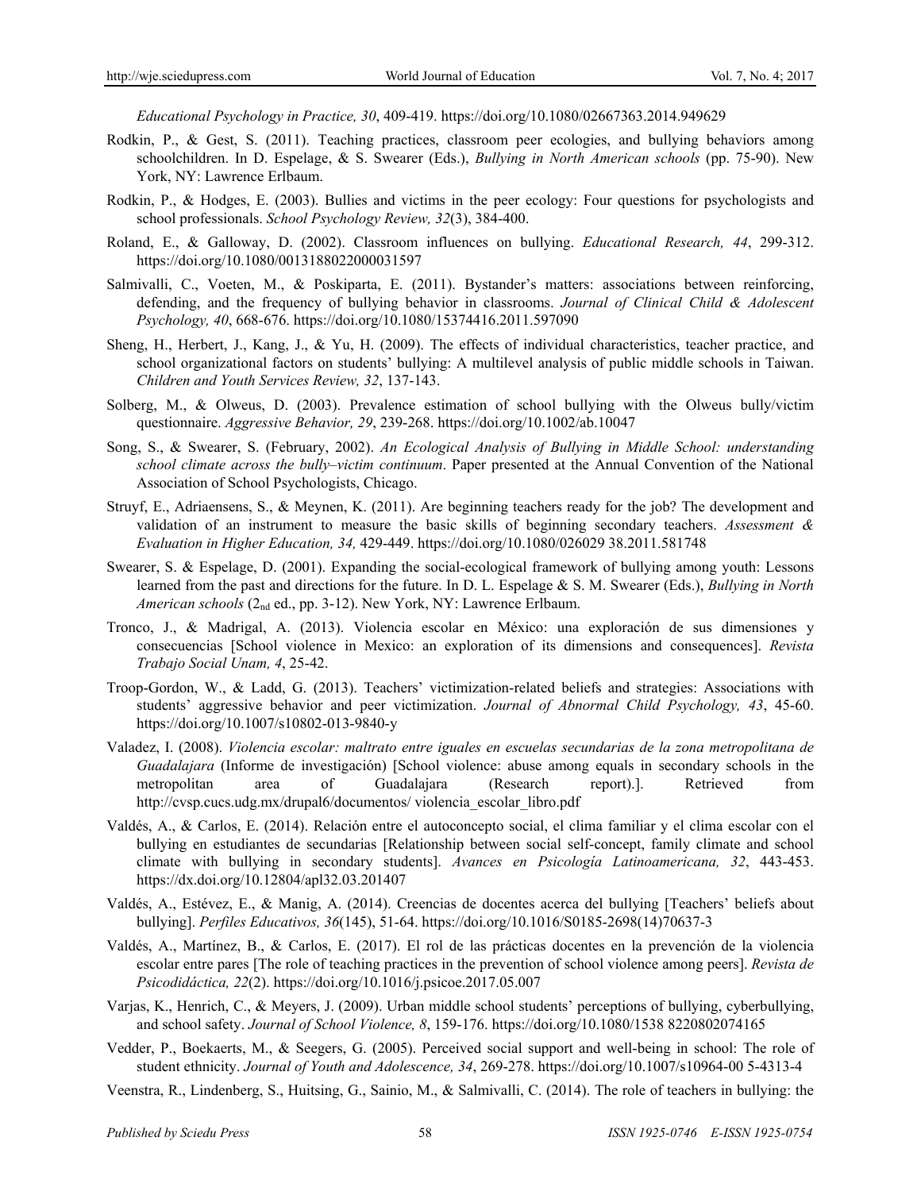*Educational Psychology in Practice, 30*, 409-419. https://doi.org/10.1080/02667363.2014.949629

Rodkin, P., & Gest, S. (2011). Teaching practices, classroom peer ecologies, and bullying behaviors among schoolchildren. In D. Espelage, & S. Swearer (Eds.), *Bullying in North American schools* (pp. 75-90). New York, NY: Lawrence Erlbaum.

Rodkin, P., & Hodges, E. (2003). Bullies and victims in the peer ecology: Four questions for psychologists and school professionals. *School Psychology Review, 32*(3), 384-400.

Roland, E., & Galloway, D. (2002). Classroom influences on bullying. *Educational Research, 44*, 299-312. https://doi.org/10.1080/0013188022000031597

Salmivalli, C., Voeten, M., & Poskiparta, E. (2011). Bystander's matters: associations between reinforcing, defending, and the frequency of bullying behavior in classrooms. *Journal of Clinical Child & Adolescent Psychology, 40*, 668-676. https://doi.org/10.1080/15374416.2011.597090

Sheng, H., Herbert, J., Kang, J., & Yu, H. (2009). The effects of individual characteristics, teacher practice, and school organizational factors on students' bullying: A multilevel analysis of public middle schools in Taiwan. *Children and Youth Services Review, 32*, 137-143.

Solberg, M., & Olweus, D. (2003). Prevalence estimation of school bullying with the Olweus bully/victim questionnaire. *Aggressive Behavior, 29*, 239-268. https://doi.org/10.1002/ab.10047

Song, S., & Swearer, S. (February, 2002). *An Ecological Analysis of Bullying in Middle School: understanding school climate across the bully–victim continuum*. Paper presented at the Annual Convention of the National Association of School Psychologists, Chicago.

Struyf, E., Adriaensens, S., & Meynen, K. (2011). Are beginning teachers ready for the job? The development and validation of an instrument to measure the basic skills of beginning secondary teachers. *Assessment & Evaluation in Higher Education, 34,* 429-449. https://doi.org/10.1080/026029 38.2011.581748

Swearer, S. & Espelage, D. (2001). Expanding the social-ecological framework of bullying among youth: Lessons learned from the past and directions for the future. In D. L. Espelage & S. M. Swearer (Eds.), *Bullying in North American schools* (2nd ed., pp. 3-12). New York, NY: Lawrence Erlbaum.

Tronco, J., & Madrigal, A. (2013). Violencia escolar en México: una exploración de sus dimensiones y consecuencias [School violence in Mexico: an exploration of its dimensions and consequences]. *Revista Trabajo Social Unam, 4*, 25-42.

Troop-Gordon, W., & Ladd, G. (2013). Teachers' victimization-related beliefs and strategies: Associations with students' aggressive behavior and peer victimization. *Journal of Abnormal Child Psychology, 43*, 45-60. https://doi.org/10.1007/s10802-013-9840-y

Valadez, I. (2008). *Violencia escolar: maltrato entre iguales en escuelas secundarias de la zona metropolitana de Guadalajara* (Informe de investigación) [School violence: abuse among equals in secondary schools in the metropolitan area of Guadalajara (Research report).]. Retrieved from http://cvsp.cucs.udg.mx/drupal6/documentos/ violencia_escolar_libro.pdf

Valdés, A., & Carlos, E. (2014). Relación entre el autoconcepto social, el clima familiar y el clima escolar con el bullying en estudiantes de secundarias [Relationship between social self-concept, family climate and school climate with bullying in secondary students]. *Avances en Psicología Latinoamericana, 32*, 443-453. https://dx.doi.org/10.12804/apl32.03.201407

Valdés, A., Estévez, E., & Manig, A. (2014). Creencias de docentes acerca del bullying [Teachers' beliefs about bullying]. *Perfiles Educativos, 36*(145), 51-64. https://doi.org/10.1016/S0185-2698(14)70637-3

Valdés, A., Martínez, B., & Carlos, E. (2017). El rol de las prácticas docentes en la prevención de la violencia escolar entre pares [The role of teaching practices in the prevention of school violence among peers]. *Revista de Psicodidáctica, 22*(2). https://doi.org/10.1016/j.psicoe.2017.05.007

Varjas, K., Henrich, C., & Meyers, J. (2009). Urban middle school students' perceptions of bullying, cyberbullying, and school safety. *Journal of School Violence, 8*, 159-176. https://doi.org/10.1080/1538 8220802074165

Vedder, P., Boekaerts, M., & Seegers, G. (2005). Perceived social support and well-being in school: The role of student ethnicity. *Journal of Youth and Adolescence, 34*, 269-278. https://doi.org/10.1007/s10964-00 5-4313-4

Veenstra, R., Lindenberg, S., Huitsing, G., Sainio, M., & Salmivalli, C. (2014). The role of teachers in bullying: the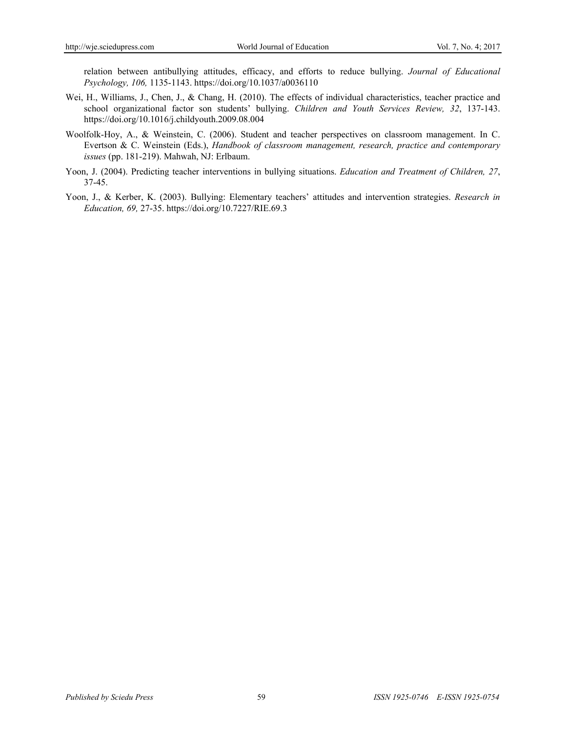relation between antibullying attitudes, efficacy, and efforts to reduce bullying. *Journal of Educational Psychology, 106,* 1135-1143. https://doi.org/10.1037/a0036110

Wei, H., Williams, J., Chen, J., & Chang, H. (2010). The effects of individual characteristics, teacher practice and school organizational factor son students' bullying. *Children and Youth Services Review, 32*, 137-143. https://doi.org/10.1016/j.childyouth.2009.08.004

Woolfolk-Hoy, A., & Weinstein, C. (2006). Student and teacher perspectives on classroom management. In C. Evertson & C. Weinstein (Eds.), *Handbook of classroom management, research, practice and contemporary issues* (pp. 181-219). Mahwah, NJ: Erlbaum.

Yoon, J. (2004). Predicting teacher interventions in bullying situations. *Education and Treatment of Children, 27*, 37-45.

Yoon, J., & Kerber, K. (2003). Bullying: Elementary teachers' attitudes and intervention strategies. *Research in Education, 69,* 27-35. https://doi.org/10.7227/RIE.69.3